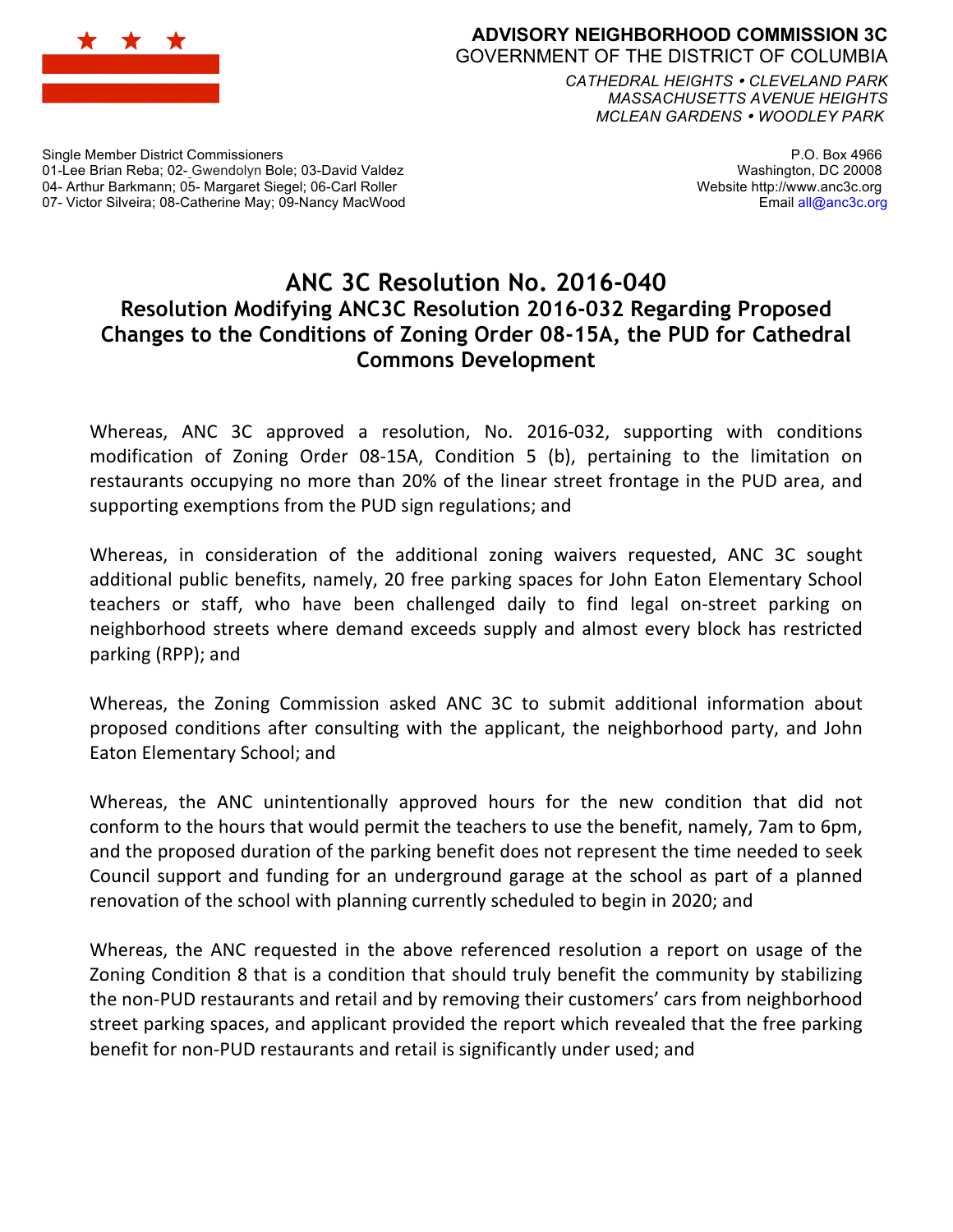**ADVISORY NEIGHBORHOOD COMMISSION 3C**
GOVERNMENT OF THE DISTRICT OF COLUMBIA

*CATHEDRAL HEIGHTS • CLEVELAND PARK*
*MASSACHUSETTS AVENUE HEIGHTS*
*MCLEAN GARDENS • WOODLEY PARK*

Single Member District Commissioners
01-Lee Brian Reba; 02- Gwendolyn Bole; 03-David Valdez
04- Arthur Barkmann; 05- Margaret Siegel; 06-Carl Roller
07- Victor Silveira; 08-Catherine May; 09-Nancy MacWood

P.O. Box 4966
Washington, DC 20008
Website http://www.anc3c.org
Email all@anc3c.org

# ANC 3C Resolution No. 2016-040

## Resolution Modifying ANC3C Resolution 2016-032 Regarding Proposed Changes to the Conditions of Zoning Order 08-15A, the PUD for Cathedral Commons Development

Whereas, ANC 3C approved a resolution, No. 2016-032, supporting with conditions modification of Zoning Order 08-15A, Condition 5 (b), pertaining to the limitation on restaurants occupying no more than 20% of the linear street frontage in the PUD area, and supporting exemptions from the PUD sign regulations; and

Whereas, in consideration of the additional zoning waivers requested, ANC 3C sought additional public benefits, namely, 20 free parking spaces for John Eaton Elementary School teachers or staff, who have been challenged daily to find legal on-street parking on neighborhood streets where demand exceeds supply and almost every block has restricted parking (RPP); and

Whereas, the Zoning Commission asked ANC 3C to submit additional information about proposed conditions after consulting with the applicant, the neighborhood party, and John Eaton Elementary School; and

Whereas, the ANC unintentionally approved hours for the new condition that did not conform to the hours that would permit the teachers to use the benefit, namely, 7am to 6pm, and the proposed duration of the parking benefit does not represent the time needed to seek Council support and funding for an underground garage at the school as part of a planned renovation of the school with planning currently scheduled to begin in 2020; and

Whereas, the ANC requested in the above referenced resolution a report on usage of the Zoning Condition 8 that is a condition that should truly benefit the community by stabilizing the non-PUD restaurants and retail and by removing their customers' cars from neighborhood street parking spaces, and applicant provided the report which revealed that the free parking benefit for non-PUD restaurants and retail is significantly under used; and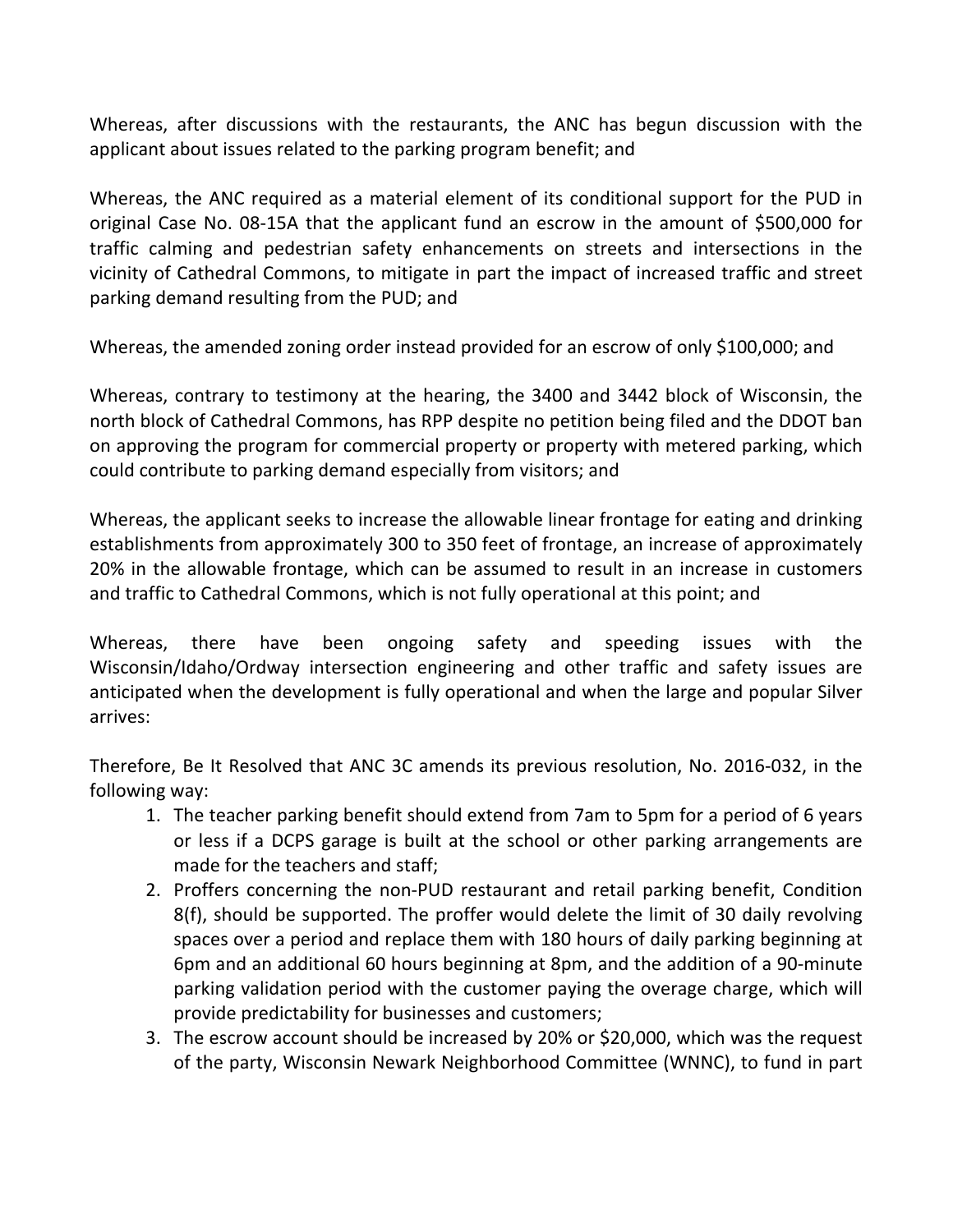Whereas, after discussions with the restaurants, the ANC has begun discussion with the applicant about issues related to the parking program benefit; and

Whereas, the ANC required as a material element of its conditional support for the PUD in original Case No. 08-15A that the applicant fund an escrow in the amount of $500,000 for traffic calming and pedestrian safety enhancements on streets and intersections in the vicinity of Cathedral Commons, to mitigate in part the impact of increased traffic and street parking demand resulting from the PUD; and

Whereas, the amended zoning order instead provided for an escrow of only $100,000; and

Whereas, contrary to testimony at the hearing, the 3400 and 3442 block of Wisconsin, the north block of Cathedral Commons, has RPP despite no petition being filed and the DDOT ban on approving the program for commercial property or property with metered parking, which could contribute to parking demand especially from visitors; and

Whereas, the applicant seeks to increase the allowable linear frontage for eating and drinking establishments from approximately 300 to 350 feet of frontage, an increase of approximately 20% in the allowable frontage, which can be assumed to result in an increase in customers and traffic to Cathedral Commons, which is not fully operational at this point; and

Whereas, there have been ongoing safety and speeding issues with the Wisconsin/Idaho/Ordway intersection engineering and other traffic and safety issues are anticipated when the development is fully operational and when the large and popular Silver arrives:

Therefore, Be It Resolved that ANC 3C amends its previous resolution, No. 2016-032, in the following way:

1. The teacher parking benefit should extend from 7am to 5pm for a period of 6 years or less if a DCPS garage is built at the school or other parking arrangements are made for the teachers and staff;
2. Proffers concerning the non-PUD restaurant and retail parking benefit, Condition 8(f), should be supported. The proffer would delete the limit of 30 daily revolving spaces over a period and replace them with 180 hours of daily parking beginning at 6pm and an additional 60 hours beginning at 8pm, and the addition of a 90-minute parking validation period with the customer paying the overage charge, which will provide predictability for businesses and customers;
3. The escrow account should be increased by 20% or $20,000, which was the request of the party, Wisconsin Newark Neighborhood Committee (WNNC), to fund in part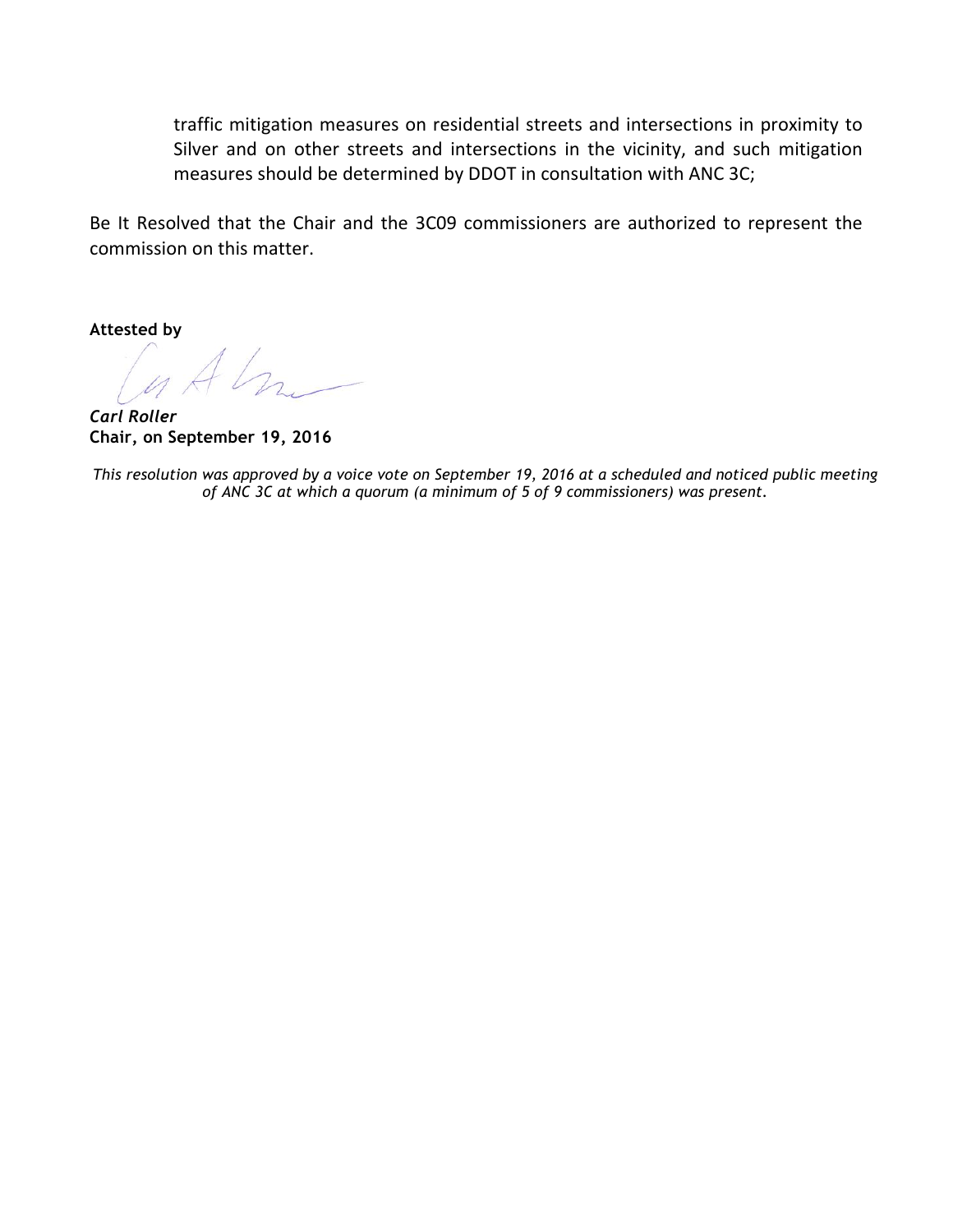traffic mitigation measures on residential streets and intersections in proximity to Silver and on other streets and intersections in the vicinity, and such mitigation measures should be determined by DDOT in consultation with ANC 3C;

Be It Resolved that the Chair and the 3C09 commissioners are authorized to represent the commission on this matter.

**Attested by**

***Carl Roller***
**Chair, on September 19, 2016**

*This resolution was approved by a voice vote on September 19, 2016 at a scheduled and noticed public meeting of ANC 3C at which a quorum (a minimum of 5 of 9 commissioners) was present.*